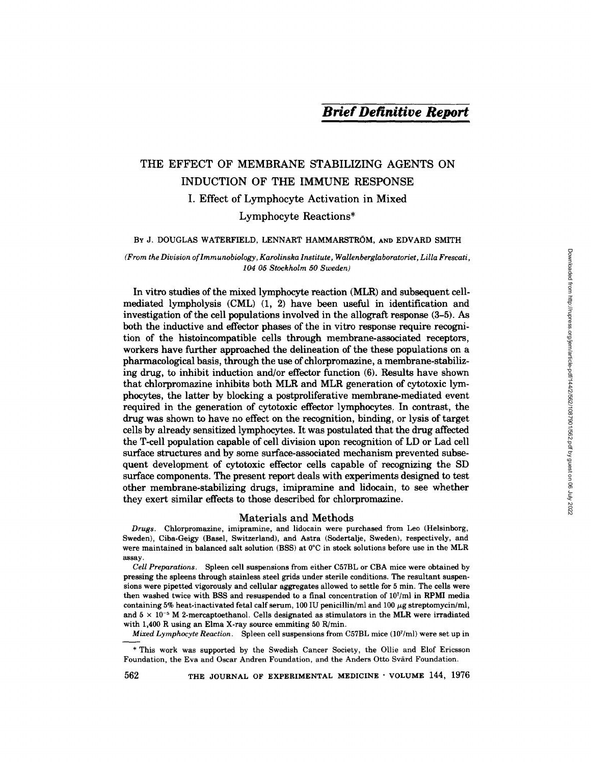*Brief Definitive Report*

# THE EFFECT OF MEMBRANE STABILIZING AGENTS ON INDUCTION OF THE IMMUNE RESPONSE

## I. Effect of Lymphocyte Activation in Mixed Lymphocyte Reactions*

BY J. DOUGLAS WATERFIELD, LENNART HAMMARSTRÖM, AND EDVARD SMITH

*(From the Division of Immunobiology, Karolinska Institute, Wallenberglaboratoriet, Lilla Frescati, 104 05 Stockholm 50 Sweden)*

In vitro studies of the mixed lymphocyte reaction (MLR) and subsequent cell-mediated lympholysis (CML) (1, 2) have been useful in identification and investigation of the cell populations involved in the allograft response (3–5). As both the inductive and effector phases of the in vitro response require recognition of the histoincompatible cells through membrane-associated receptors, workers have further approached the delineation of the these populations on a pharmacological basis, through the use of chlorpromazine, a membrane-stabilizing drug, to inhibit induction and/or effector function (6). Results have shown that chlorpromazine inhibits both MLR and MLR generation of cytotoxic lymphocytes, the latter by blocking a postproliferative membrane-mediated event required in the generation of cytotoxic effector lymphocytes. In contrast, the drug was shown to have no effect on the recognition, binding, or lysis of target cells by already sensitized lymphocytes. It was postulated that the drug affected the T-cell population capable of cell division upon recognition of LD or Lad cell surface structures and by some surface-associated mechanism prevented subsequent development of cytotoxic effector cells capable of recognizing the SD surface components. The present report deals with experiments designed to test other membrane-stabilizing drugs, imipramine and lidocain, to see whether they exert similar effects to those described for chlorpromazine.

## Materials and Methods

*Drugs.* Chlorpromazine, imipramine, and lidocain were purchased from Leo (Helsinborg, Sweden), Ciba-Geigy (Basel, Switzerland), and Astra (Sodertalje, Sweden), respectively, and were maintained in balanced salt solution (BSS) at 0°C in stock solutions before use in the MLR assay.

*Cell Preparations.* Spleen cell suspensions from either C57BL or CBA mice were obtained by pressing the spleens through stainless steel grids under sterile conditions. The resultant suspensions were pipetted vigorously and cellular aggregates allowed to settle for 5 min. The cells were then washed twice with BSS and resuspended to a final concentration of $10^7$/ml in RPMI media containing 5% heat-inactivated fetal calf serum, 100 IU penicillin/ml and 100 $\mu$g streptomycin/ml, and $5 \times 10^{-5}$ M 2-mercaptoethanol. Cells designated as stimulators in the MLR were irradiated with 1,400 R using an Elma X-ray source emmiting 50 R/min.

*Mixed Lymphocyte Reaction.* Spleen cell suspensions from C57BL mice ($10^7$/ml) were set up in

---

* This work was supported by the Swedish Cancer Society, the Ollie and Elof Ericsson Foundation, the Eva and Oscar Andren Foundation, and the Anders Otto Svärd Foundation.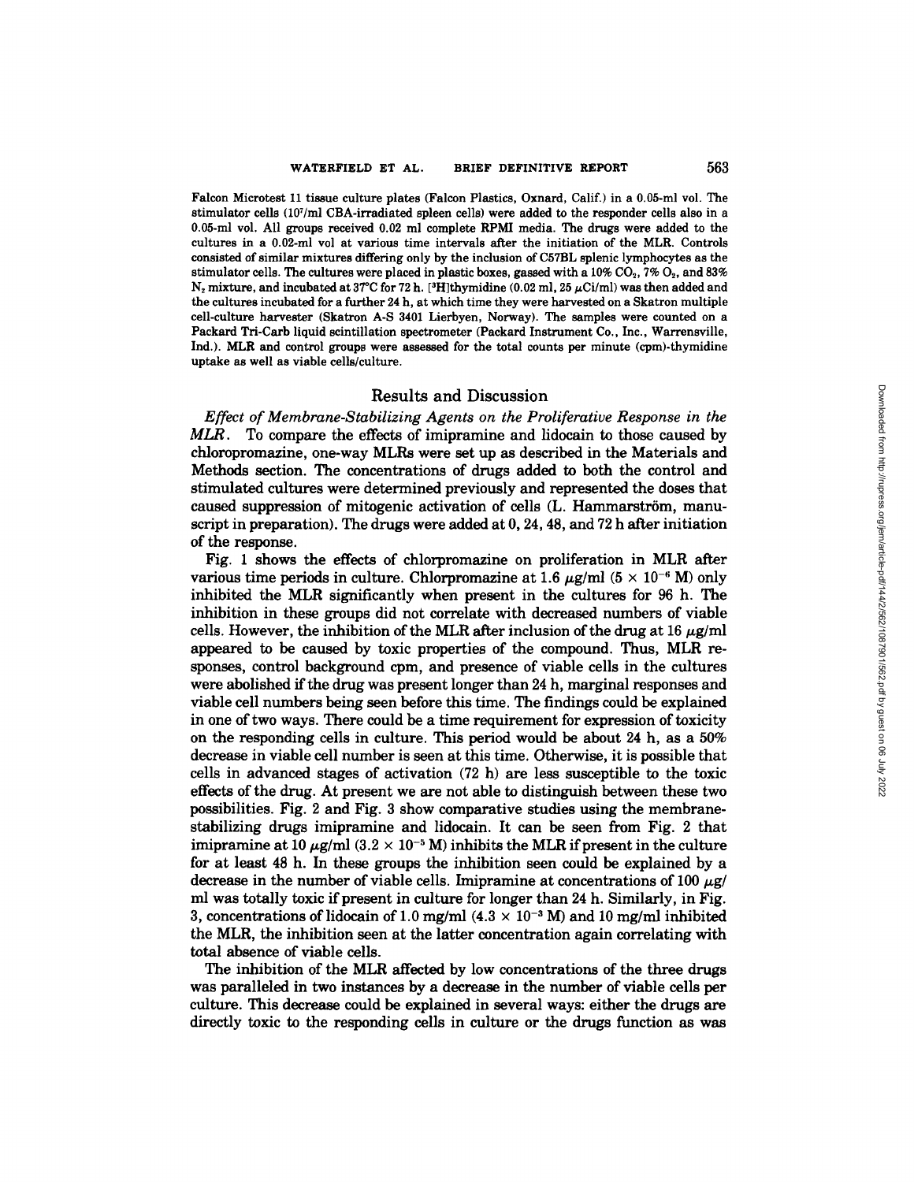Falcon Microtest 11 tissue culture plates (Falcon Plastics, Oxnard, Calif.) in a 0.05-ml vol. The stimulator cells ($10^7$/ml CBA-irradiated spleen cells) were added to the responder cells also in a 0.05-ml vol. All groups received 0.02 ml complete RPMI media. The drugs were added to the cultures in a 0.02-ml vol at various time intervals after the initiation of the MLR. Controls consisted of similar mixtures differing only by the inclusion of C57BL splenic lymphocytes as the stimulator cells. The cultures were placed in plastic boxes, gassed with a 10% $CO_2$, 7% $O_2$, and 83% $N_2$ mixture, and incubated at 37°C for 72 h. [$^3$H]thymidine (0.02 ml, 25 $\mu$Ci/ml) was then added and the cultures incubated for a further 24 h, at which time they were harvested on a Skatron multiple cell-culture harvester (Skatron A-S 3401 Lierbyen, Norway). The samples were counted on a Packard Tri-Carb liquid scintillation spectrometer (Packard Instrument Co., Inc., Warrensville, Ind.). MLR and control groups were assessed for the total counts per minute (cpm)-thymidine uptake as well as viable cells/culture.

## Results and Discussion

*Effect of Membrane-Stabilizing Agents on the Proliferative Response in the MLR.* To compare the effects of imipramine and lidocain to those caused by chloropromazine, one-way MLRs were set up as described in the Materials and Methods section. The concentrations of drugs added to both the control and stimulated cultures were determined previously and represented the doses that caused suppression of mitogenic activation of cells (L. Hammarström, manuscript in preparation). The drugs were added at 0, 24, 48, and 72 h after initiation of the response.

Fig. 1 shows the effects of chlorpromazine on proliferation in MLR after various time periods in culture. Chlorpromazine at 1.6 $\mu$g/ml ($5 \times 10^{-6}$ M) only inhibited the MLR significantly when present in the cultures for 96 h. The inhibition in these groups did not correlate with decreased numbers of viable cells. However, the inhibition of the MLR after inclusion of the drug at 16 $\mu$g/ml appeared to be caused by toxic properties of the compound. Thus, MLR responses, control background cpm, and presence of viable cells in the cultures were abolished if the drug was present longer than 24 h, marginal responses and viable cell numbers being seen before this time. The findings could be explained in one of two ways. There could be a time requirement for expression of toxicity on the responding cells in culture. This period would be about 24 h, as a 50% decrease in viable cell number is seen at this time. Otherwise, it is possible that cells in advanced stages of activation (72 h) are less susceptible to the toxic effects of the drug. At present we are not able to distinguish between these two possibilities. Fig. 2 and Fig. 3 show comparative studies using the membrane-stabilizing drugs imipramine and lidocain. It can be seen from Fig. 2 that imipramine at 10 $\mu$g/ml ($3.2 \times 10^{-5}$ M) inhibits the MLR if present in the culture for at least 48 h. In these groups the inhibition seen could be explained by a decrease in the number of viable cells. Imipramine at concentrations of 100 $\mu$g/ml was totally toxic if present in culture for longer than 24 h. Similarly, in Fig. 3, concentrations of lidocain of 1.0 mg/ml ($4.3 \times 10^{-3}$ M) and 10 mg/ml inhibited the MLR, the inhibition seen at the latter concentration again correlating with total absence of viable cells.

The inhibition of the MLR affected by low concentrations of the three drugs was paralleled in two instances by a decrease in the number of viable cells per culture. This decrease could be explained in several ways: either the drugs are directly toxic to the responding cells in culture or the drugs function as was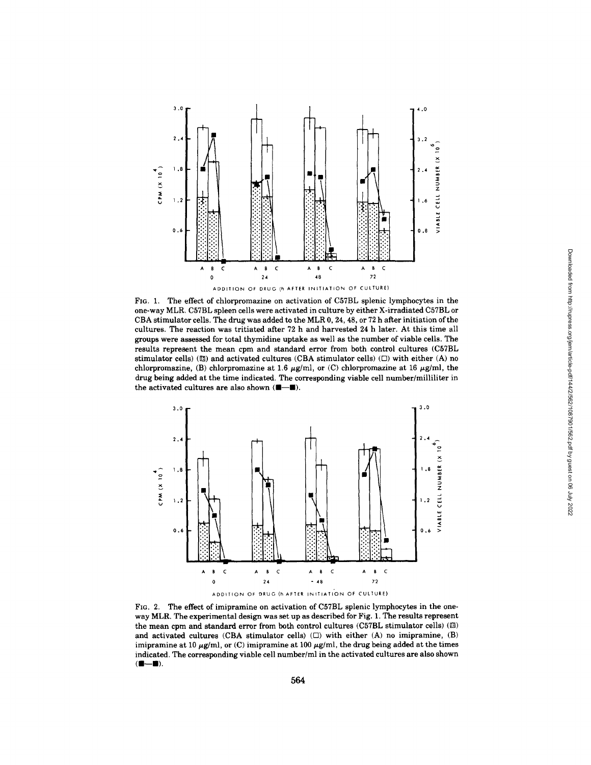FIG. 1. The effect of chlorpromazine on activation of C57BL splenic lymphocytes in the one-way MLR. C57BL spleen cells were activated in culture by either X-irradiated C57BL or CBA stimulator cells. The drug was added to the MLR 0, 24, 48, or 72 h after initiation of the cultures. The reaction was tritiated after 72 h and harvested 24 h later. At this time all groups were assessed for total thymidine uptake as well as the number of viable cells. The results represent the mean cpm and standard error from both control cultures (C57BL stimulator cells) (▨) and activated cultures (CBA stimulator cells) (□) with either (A) no chlorpromazine, (B) chlorpromazine at 1.6 μg/ml, or (C) chlorpromazine at 16 μg/ml, the drug being added at the time indicated. The corresponding viable cell number/milliliter in the activated cultures are also shown (■—■).

FIG. 2. The effect of imipramine on activation of C57BL splenic lymphocytes in the one-way MLR. The experimental design was set up as described for Fig. 1. The results represent the mean cpm and standard error from both control cultures (C57BL stimulator cells) (▨) and activated cultures (CBA stimulator cells) (□) with either (A) no imipramine, (B) imipramine at 10 μg/ml, or (C) imipramine at 100 μg/ml, the drug being added at the times indicated. The corresponding viable cell number/ml in the activated cultures are also shown (■—■).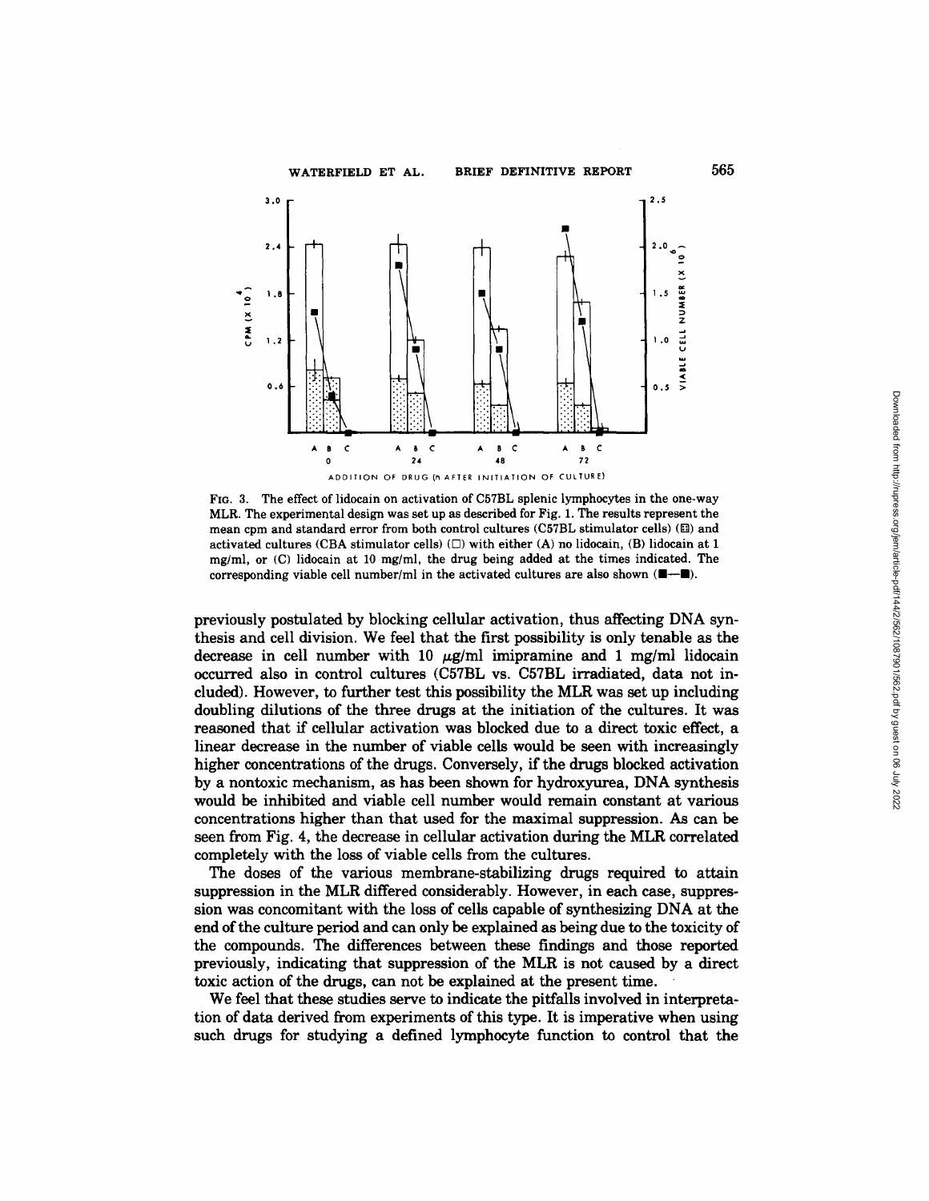FIG. 3. The effect of lidocain on activation of C57BL splenic lymphocytes in the one-way MLR. The experimental design was set up as described for Fig. 1. The results represent the mean cpm and standard error from both control cultures (C57BL stimulator cells) (▨) and activated cultures (CBA stimulator cells) (□) with either (A) no lidocain, (B) lidocain at 1 mg/ml, or (C) lidocain at 10 mg/ml, the drug being added at the times indicated. The corresponding viable cell number/ml in the activated cultures are also shown (■—■).

previously postulated by blocking cellular activation, thus affecting DNA synthesis and cell division. We feel that the first possibility is only tenable as the decrease in cell number with 10 μg/ml imipramine and 1 mg/ml lidocain occurred also in control cultures (C57BL vs. C57BL irradiated, data not included). However, to further test this possibility the MLR was set up including doubling dilutions of the three drugs at the initiation of the cultures. It was reasoned that if cellular activation was blocked due to a direct toxic effect, a linear decrease in the number of viable cells would be seen with increasingly higher concentrations of the drugs. Conversely, if the drugs blocked activation by a nontoxic mechanism, as has been shown for hydroxyurea, DNA synthesis would be inhibited and viable cell number would remain constant at various concentrations higher than that used for the maximal suppression. As can be seen from Fig. 4, the decrease in cellular activation during the MLR correlated completely with the loss of viable cells from the cultures.

The doses of the various membrane-stabilizing drugs required to attain suppression in the MLR differed considerably. However, in each case, suppression was concomitant with the loss of cells capable of synthesizing DNA at the end of the culture period and can only be explained as being due to the toxicity of the compounds. The differences between these findings and those reported previously, indicating that suppression of the MLR is not caused by a direct toxic action of the drugs, can not be explained at the present time.

We feel that these studies serve to indicate the pitfalls involved in interpretation of data derived from experiments of this type. It is imperative when using such drugs for studying a defined lymphocyte function to control that the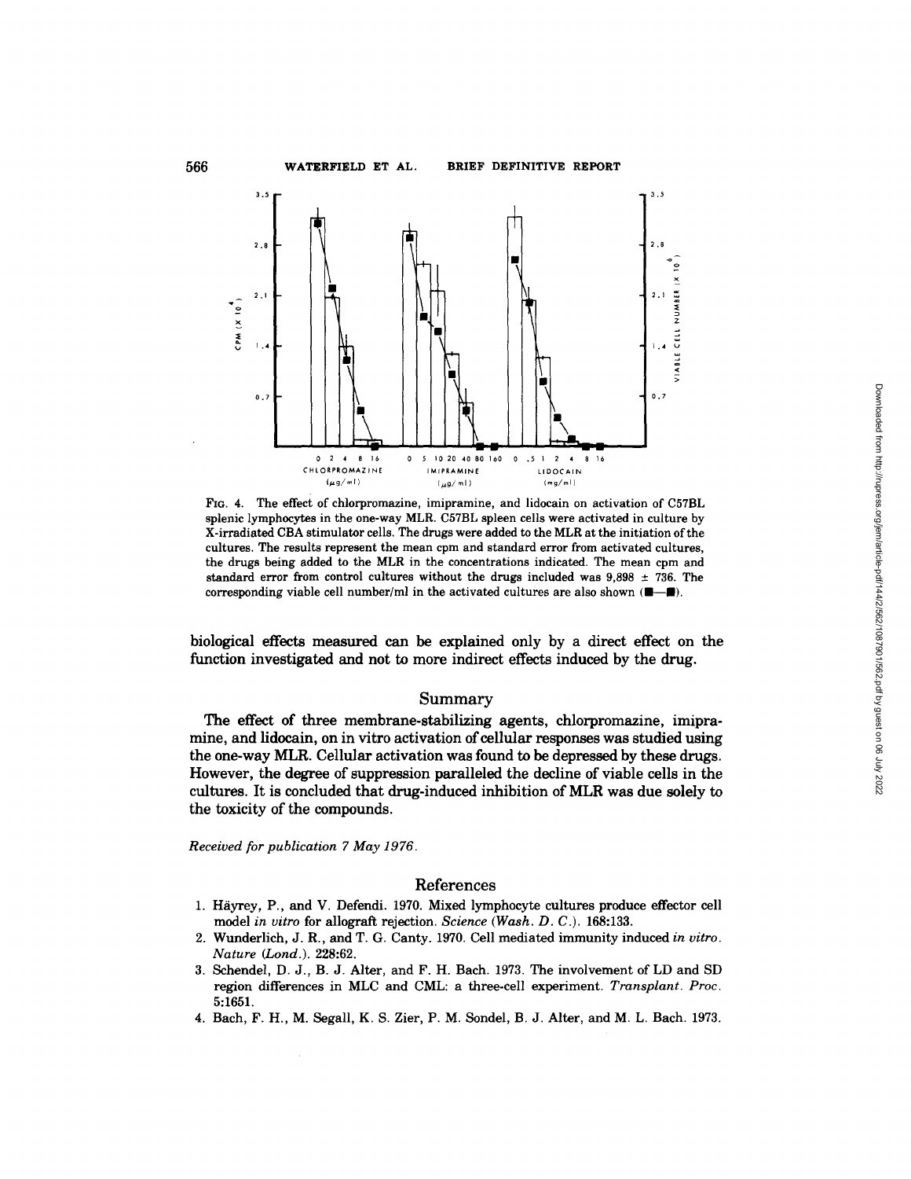FIG. 4. The effect of chlorpromazine, imipramine, and lidocain on activation of C57BL splenic lymphocytes in the one-way MLR. C57BL spleen cells were activated in culture by X-irradiated CBA stimulator cells. The drugs were added to the MLR at the initiation of the cultures. The results represent the mean cpm and standard error from activated cultures, the drugs being added to the MLR in the concentrations indicated. The mean cpm and standard error from control cultures without the drugs included was 9,898 ± 736. The corresponding viable cell number/ml in the activated cultures are also shown (■—■).

biological effects measured can be explained only by a direct effect on the function investigated and not to more indirect effects induced by the drug.

## Summary

The effect of three membrane-stabilizing agents, chlorpromazine, imipramine, and lidocain, on in vitro activation of cellular responses was studied using the one-way MLR. Cellular activation was found to be depressed by these drugs. However, the degree of suppression paralleled the decline of viable cells in the cultures. It is concluded that drug-induced inhibition of MLR was due solely to the toxicity of the compounds.

*Received for publication 7 May 1976.*

## References

1. Häyrey, P., and V. Defendi. 1970. Mixed lymphocyte cultures produce effector cell model *in vitro* for allograft rejection. *Science (Wash. D. C.).* 168:133.
2. Wunderlich, J. R., and T. G. Canty. 1970. Cell mediated immunity induced *in vitro*. *Nature (Lond.).* 228:62.
3. Schendel, D. J., B. J. Alter, and F. H. Bach. 1973. The involvement of LD and SD region differences in MLC and CML: a three-cell experiment. *Transplant. Proc.* 5:1651.
4. Bach, F. H., M. Segall, K. S. Zier, P. M. Sondel, B. J. Alter, and M. L. Bach. 1973.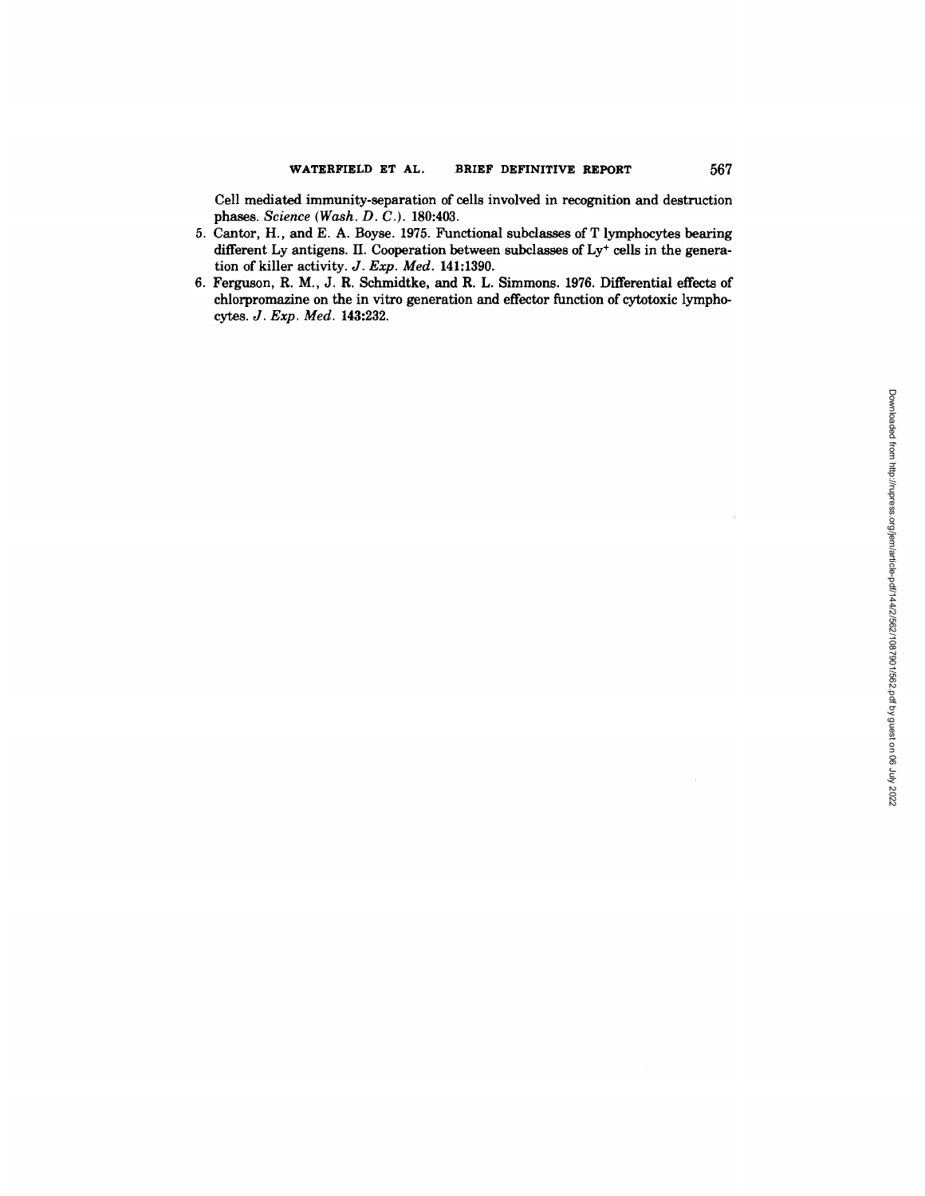Cell mediated immunity-separation of cells involved in recognition and destruction phases. *Science (Wash. D. C.).* **180:**403.

5. Cantor, H., and E. A. Boyse. 1975. Functional subclasses of T lymphocytes bearing different Ly antigens. II. Cooperation between subclasses of $Ly^+$ cells in the generation of killer activity. *J. Exp. Med.* **141:**1390.
6. Ferguson, R. M., J. R. Schmidtke, and R. L. Simmons. 1976. Differential effects of chlorpromazine on the in vitro generation and effector function of cytotoxic lymphocytes. *J. Exp. Med.* **143:**232.